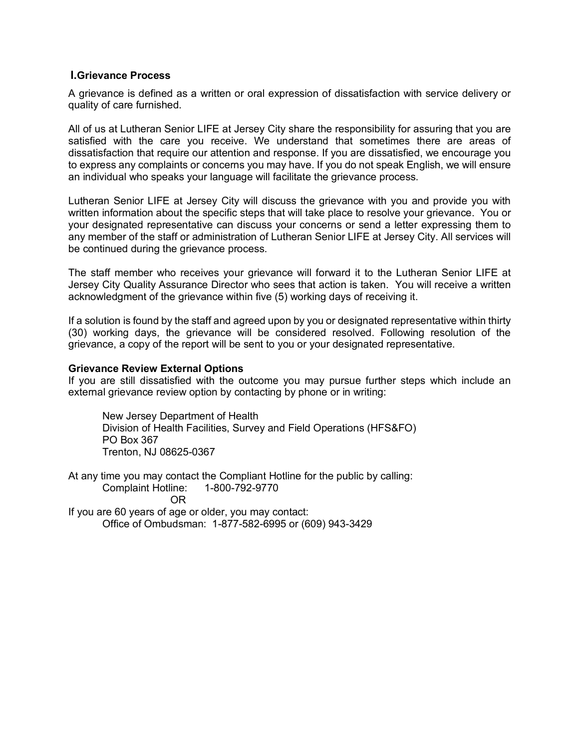## I. Grievance Process

A grievance is defined as a written or oral expression of dissatisfaction with service delivery or quality of care furnished.

All of us at Lutheran Senior LIFE at Jersey City share the responsibility for assuring that you are satisfied with the care you receive. We understand that sometimes there are areas of dissatisfaction that require our attention and response. If you are dissatisfied, we encourage you to express any complaints or concerns you may have. If you do not speak English, we will ensure an individual who speaks your language will facilitate the grievance process.

Lutheran Senior LIFE at Jersey City will discuss the grievance with you and provide you with written information about the specific steps that will take place to resolve your grievance. You or your designated representative can discuss your concerns or send a letter expressing them to any member of the staff or administration of Lutheran Senior LIFE at Jersey City. All services will be continued during the grievance process.

The staff member who receives your grievance will forward it to the Lutheran Senior LIFE at Jersey City Quality Assurance Director who sees that action is taken. You will receive a written acknowledgment of the grievance within five (5) working days of receiving it.

If a solution is found by the staff and agreed upon by you or designated representative within thirty (30) working days, the grievance will be considered resolved. Following resolution of the grievance, a copy of the report will be sent to you or your designated representative.

**Grievance Review External Options**

If you are still dissatisfied with the outcome you may pursue further steps which include an external grievance review option by contacting by phone or in writing:

New Jersey Department of Health
Division of Health Facilities, Survey and Field Operations (HFS&FO)
PO Box 367
Trenton, NJ 08625-0367

At any time you may contact the Compliant Hotline for the public by calling:

Complaint Hotline: 1-800-792-9770

OR

If you are 60 years of age or older, you may contact:

Office of Ombudsman: 1-877-582-6995 or (609) 943-3429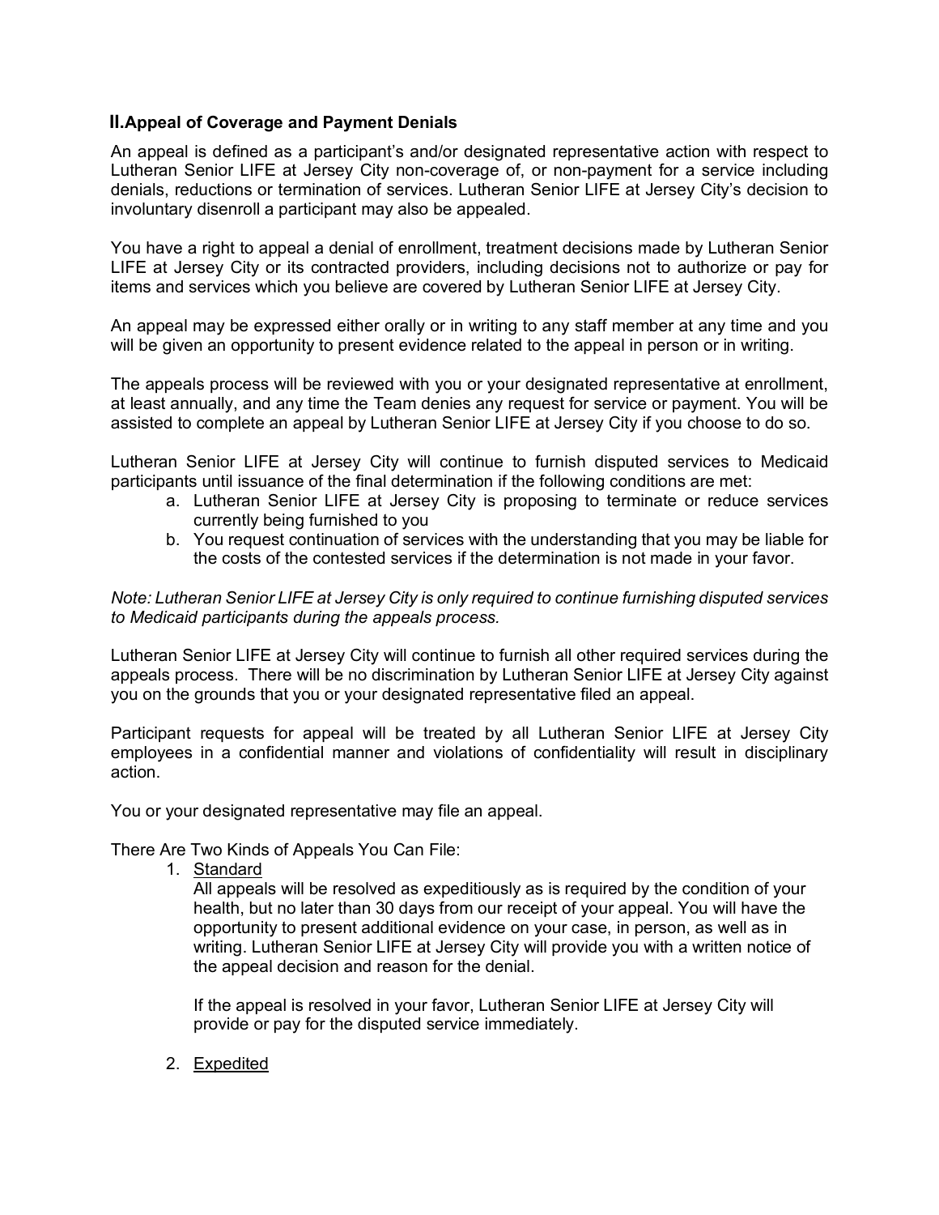## II. Appeal of Coverage and Payment Denials

An appeal is defined as a participant's and/or designated representative action with respect to Lutheran Senior LIFE at Jersey City non-coverage of, or non-payment for a service including denials, reductions or termination of services. Lutheran Senior LIFE at Jersey City's decision to involuntary disenroll a participant may also be appealed.

You have a right to appeal a denial of enrollment, treatment decisions made by Lutheran Senior LIFE at Jersey City or its contracted providers, including decisions not to authorize or pay for items and services which you believe are covered by Lutheran Senior LIFE at Jersey City.

An appeal may be expressed either orally or in writing to any staff member at any time and you will be given an opportunity to present evidence related to the appeal in person or in writing.

The appeals process will be reviewed with you or your designated representative at enrollment, at least annually, and any time the Team denies any request for service or payment. You will be assisted to complete an appeal by Lutheran Senior LIFE at Jersey City if you choose to do so.

Lutheran Senior LIFE at Jersey City will continue to furnish disputed services to Medicaid participants until issuance of the final determination if the following conditions are met:

a. Lutheran Senior LIFE at Jersey City is proposing to terminate or reduce services currently being furnished to you
b. You request continuation of services with the understanding that you may be liable for the costs of the contested services if the determination is not made in your favor.

*Note: Lutheran Senior LIFE at Jersey City is only required to continue furnishing disputed services to Medicaid participants during the appeals process.*

Lutheran Senior LIFE at Jersey City will continue to furnish all other required services during the appeals process. There will be no discrimination by Lutheran Senior LIFE at Jersey City against you on the grounds that you or your designated representative filed an appeal.

Participant requests for appeal will be treated by all Lutheran Senior LIFE at Jersey City employees in a confidential manner and violations of confidentiality will result in disciplinary action.

You or your designated representative may file an appeal.

There Are Two Kinds of Appeals You Can File:

1. <u>Standard</u>

   All appeals will be resolved as expeditiously as is required by the condition of your health, but no later than 30 days from our receipt of your appeal. You will have the opportunity to present additional evidence on your case, in person, as well as in writing. Lutheran Senior LIFE at Jersey City will provide you with a written notice of the appeal decision and reason for the denial.

   If the appeal is resolved in your favor, Lutheran Senior LIFE at Jersey City will provide or pay for the disputed service immediately.

2. <u>Expedited</u>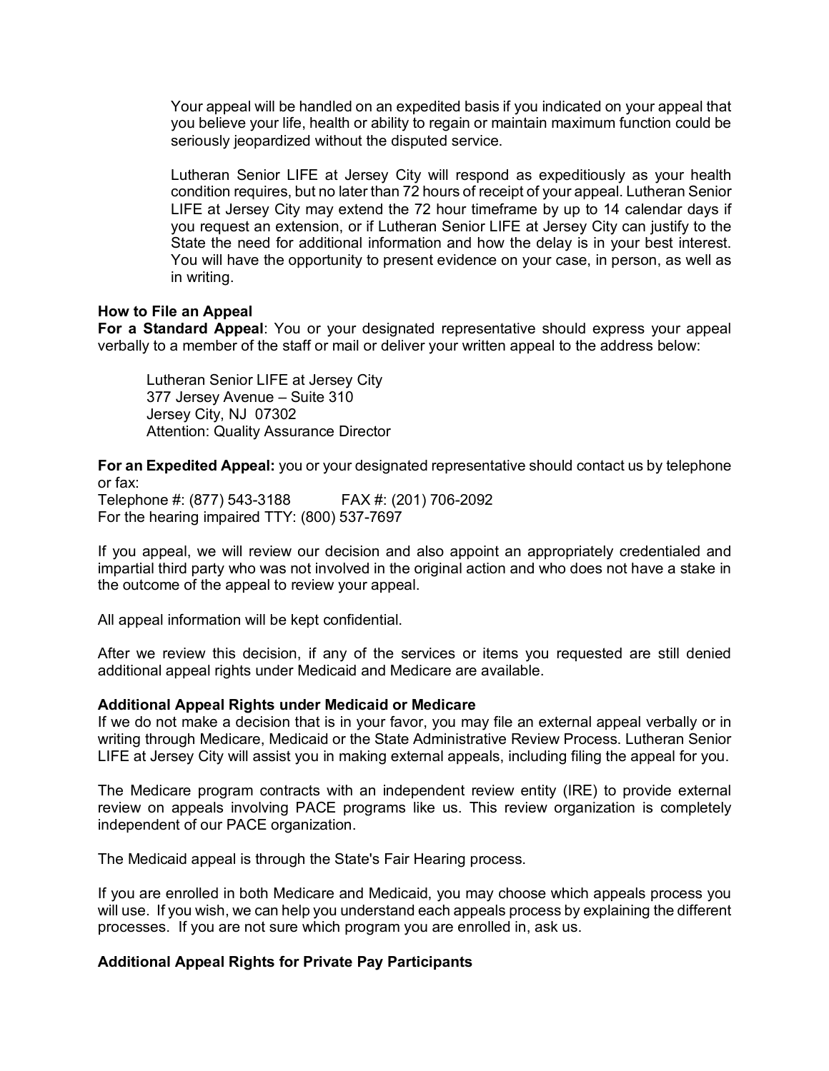Your appeal will be handled on an expedited basis if you indicated on your appeal that you believe your life, health or ability to regain or maintain maximum function could be seriously jeopardized without the disputed service.

Lutheran Senior LIFE at Jersey City will respond as expeditiously as your health condition requires, but no later than 72 hours of receipt of your appeal. Lutheran Senior LIFE at Jersey City may extend the 72 hour timeframe by up to 14 calendar days if you request an extension, or if Lutheran Senior LIFE at Jersey City can justify to the State the need for additional information and how the delay is in your best interest. You will have the opportunity to present evidence on your case, in person, as well as in writing.

**How to File an Appeal**

**For a Standard Appeal**: You or your designated representative should express your appeal verbally to a member of the staff or mail or deliver your written appeal to the address below:

Lutheran Senior LIFE at Jersey City
377 Jersey Avenue – Suite 310
Jersey City, NJ 07302
Attention: Quality Assurance Director

**For an Expedited Appeal:** you or your designated representative should contact us by telephone or fax:
Telephone #: (877) 543-3188 FAX #: (201) 706-2092
For the hearing impaired TTY: (800) 537-7697

If you appeal, we will review our decision and also appoint an appropriately credentialed and impartial third party who was not involved in the original action and who does not have a stake in the outcome of the appeal to review your appeal.

All appeal information will be kept confidential.

After we review this decision, if any of the services or items you requested are still denied additional appeal rights under Medicaid and Medicare are available.

**Additional Appeal Rights under Medicaid or Medicare**

If we do not make a decision that is in your favor, you may file an external appeal verbally or in writing through Medicare, Medicaid or the State Administrative Review Process. Lutheran Senior LIFE at Jersey City will assist you in making external appeals, including filing the appeal for you.

The Medicare program contracts with an independent review entity (IRE) to provide external review on appeals involving PACE programs like us. This review organization is completely independent of our PACE organization.

The Medicaid appeal is through the State's Fair Hearing process.

If you are enrolled in both Medicare and Medicaid, you may choose which appeals process you will use. If you wish, we can help you understand each appeals process by explaining the different processes. If you are not sure which program you are enrolled in, ask us.

**Additional Appeal Rights for Private Pay Participants**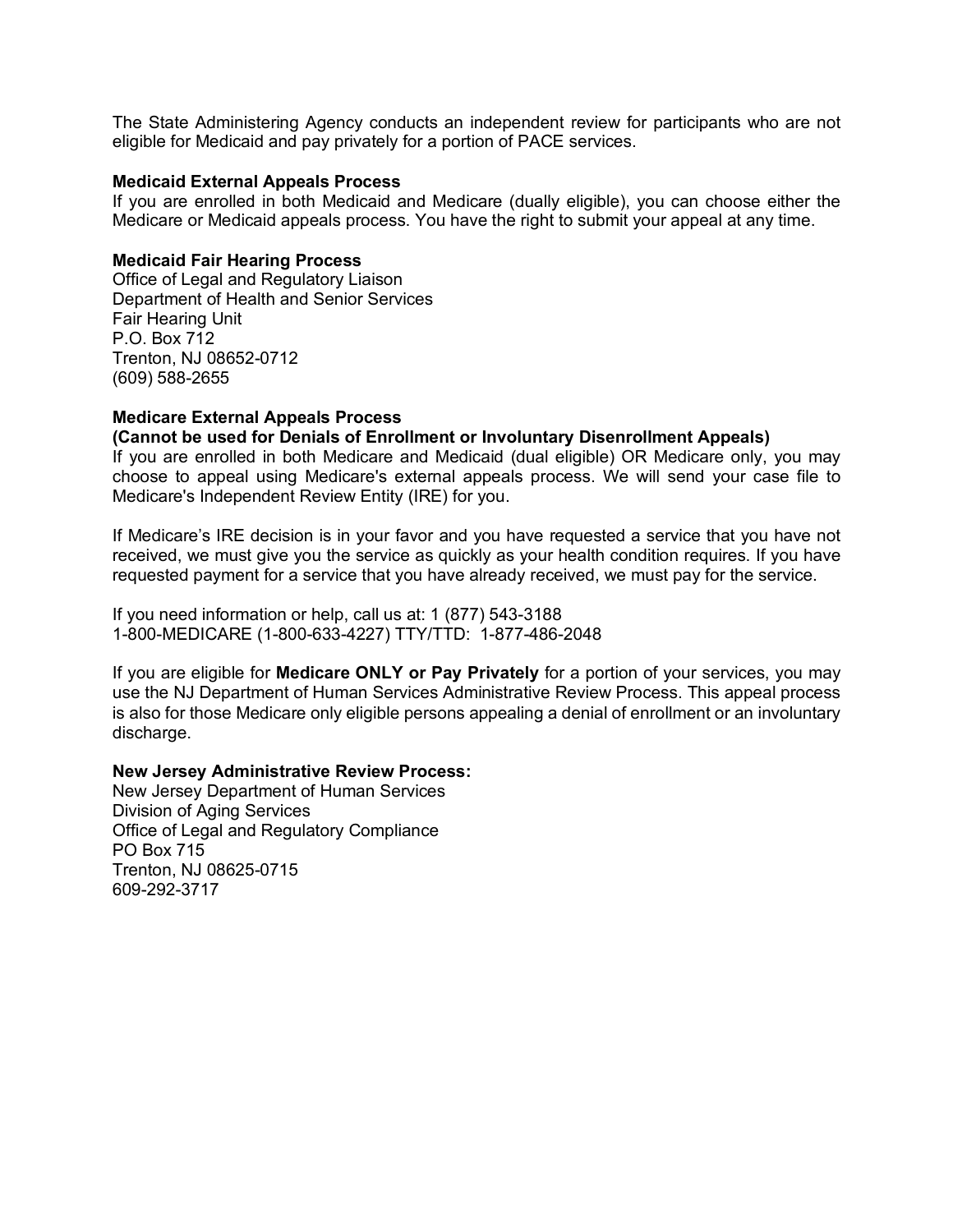The State Administering Agency conducts an independent review for participants who are not eligible for Medicaid and pay privately for a portion of PACE services.

**Medicaid External Appeals Process**
If you are enrolled in both Medicaid and Medicare (dually eligible), you can choose either the Medicare or Medicaid appeals process. You have the right to submit your appeal at any time.

**Medicaid Fair Hearing Process**
Office of Legal and Regulatory Liaison
Department of Health and Senior Services
Fair Hearing Unit
P.O. Box 712
Trenton, NJ 08652-0712
(609) 588-2655

**Medicare External Appeals Process**
**(Cannot be used for Denials of Enrollment or Involuntary Disenrollment Appeals)**
If you are enrolled in both Medicare and Medicaid (dual eligible) OR Medicare only, you may choose to appeal using Medicare's external appeals process. We will send your case file to Medicare's Independent Review Entity (IRE) for you.

If Medicare's IRE decision is in your favor and you have requested a service that you have not received, we must give you the service as quickly as your health condition requires. If you have requested payment for a service that you have already received, we must pay for the service.

If you need information or help, call us at: 1 (877) 543-3188
1-800-MEDICARE (1-800-633-4227) TTY/TTD: 1-877-486-2048

If you are eligible for **Medicare ONLY or Pay Privately** for a portion of your services, you may use the NJ Department of Human Services Administrative Review Process. This appeal process is also for those Medicare only eligible persons appealing a denial of enrollment or an involuntary discharge.

**New Jersey Administrative Review Process:**
New Jersey Department of Human Services
Division of Aging Services
Office of Legal and Regulatory Compliance
PO Box 715
Trenton, NJ 08625-0715
609-292-3717